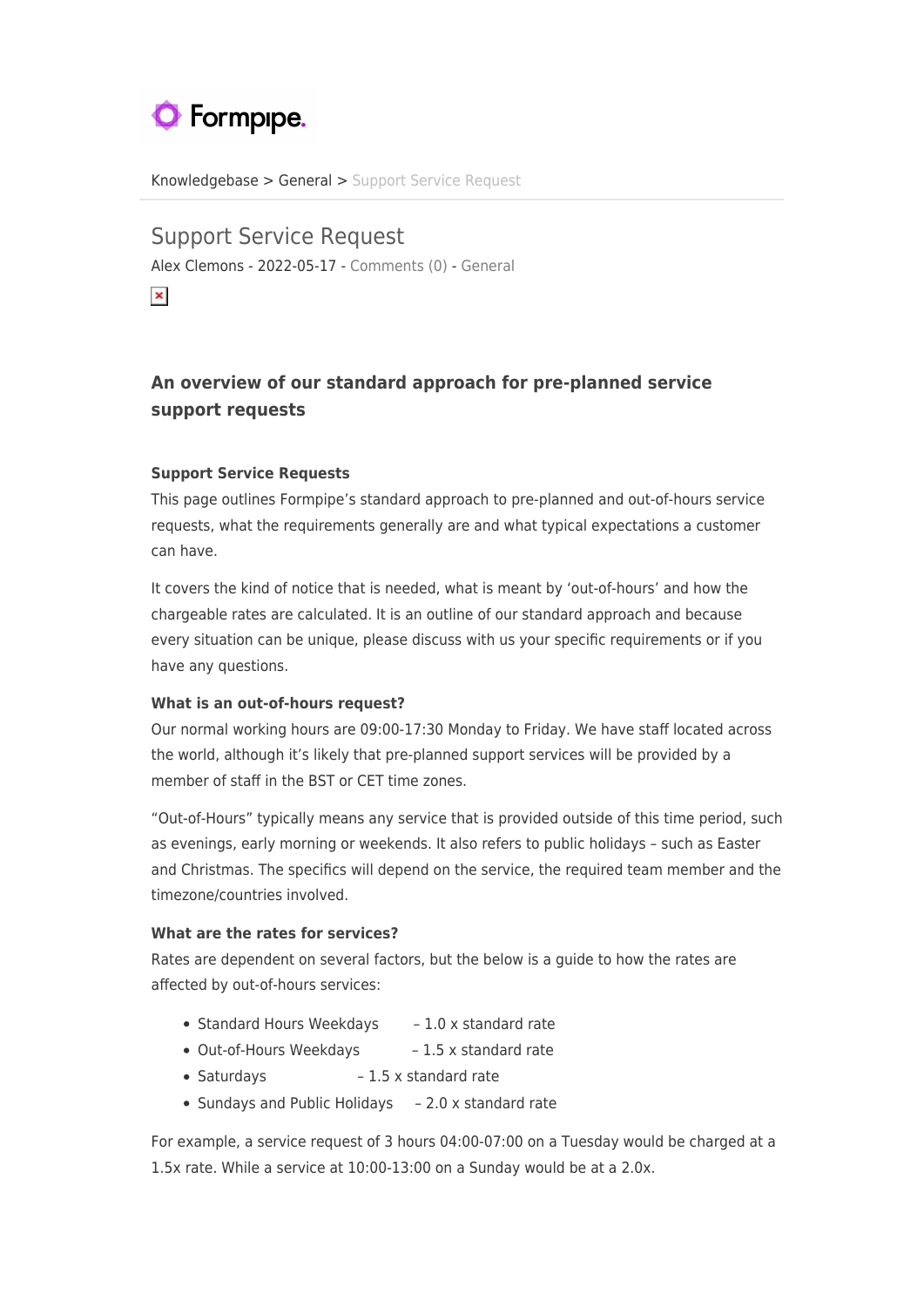Knowledgebase > General > Support Service Request

# Support Service Request

Alex Clemons - 2022-05-17 - Comments (0) - General

## An overview of our standard approach for pre-planned service support requests

### Support Service Requests

This page outlines Formpipe's standard approach to pre-planned and out-of-hours service requests, what the requirements generally are and what typical expectations a customer can have.

It covers the kind of notice that is needed, what is meant by 'out-of-hours' and how the chargeable rates are calculated. It is an outline of our standard approach and because every situation can be unique, please discuss with us your specific requirements or if you have any questions.

### What is an out-of-hours request?

Our normal working hours are 09:00-17:30 Monday to Friday. We have staff located across the world, although it's likely that pre-planned support services will be provided by a member of staff in the BST or CET time zones.

"Out-of-Hours" typically means any service that is provided outside of this time period, such as evenings, early morning or weekends. It also refers to public holidays – such as Easter and Christmas. The specifics will depend on the service, the required team member and the timezone/countries involved.

### What are the rates for services?

Rates are dependent on several factors, but the below is a guide to how the rates are affected by out-of-hours services:

- Standard Hours Weekdays – 1.0 x standard rate
- Out-of-Hours Weekdays – 1.5 x standard rate
- Saturdays – 1.5 x standard rate
- Sundays and Public Holidays – 2.0 x standard rate

For example, a service request of 3 hours 04:00-07:00 on a Tuesday would be charged at a 1.5x rate. While a service at 10:00-13:00 on a Sunday would be at a 2.0x.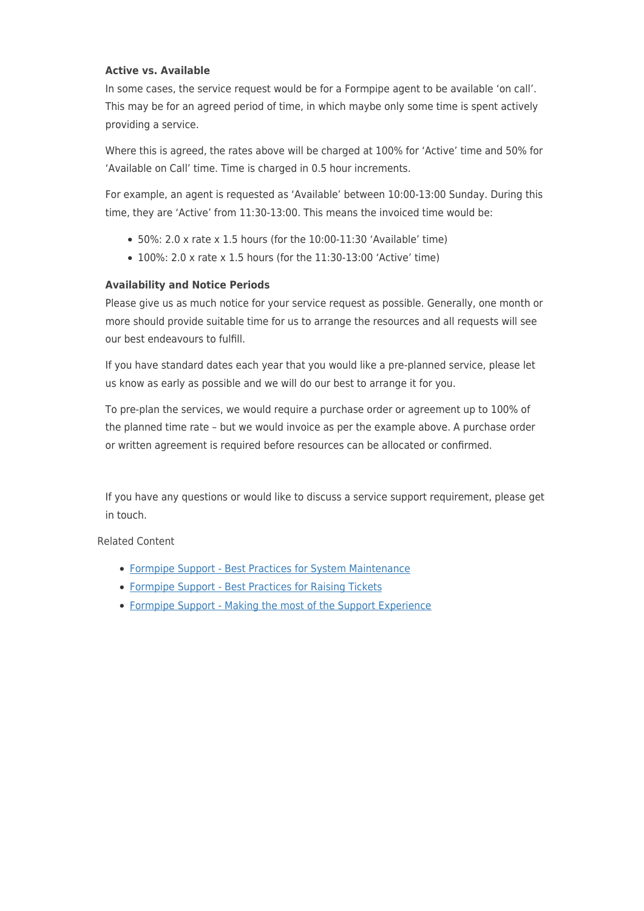**Active vs. Available**

In some cases, the service request would be for a Formpipe agent to be available 'on call'. This may be for an agreed period of time, in which maybe only some time is spent actively providing a service.

Where this is agreed, the rates above will be charged at 100% for 'Active' time and 50% for 'Available on Call' time. Time is charged in 0.5 hour increments.

For example, an agent is requested as 'Available' between 10:00-13:00 Sunday. During this time, they are 'Active' from 11:30-13:00. This means the invoiced time would be:

- 50%: 2.0 x rate x 1.5 hours (for the 10:00-11:30 'Available' time)
- 100%: 2.0 x rate x 1.5 hours (for the 11:30-13:00 'Active' time)

**Availability and Notice Periods**

Please give us as much notice for your service request as possible. Generally, one month or more should provide suitable time for us to arrange the resources and all requests will see our best endeavours to fulfill.

If you have standard dates each year that you would like a pre-planned service, please let us know as early as possible and we will do our best to arrange it for you.

To pre-plan the services, we would require a purchase order or agreement up to 100% of the planned time rate – but we would invoice as per the example above. A purchase order or written agreement is required before resources can be allocated or confirmed.

If you have any questions or would like to discuss a service support requirement, please get in touch.

Related Content

- Formpipe Support - Best Practices for System Maintenance
- Formpipe Support - Best Practices for Raising Tickets
- Formpipe Support - Making the most of the Support Experience